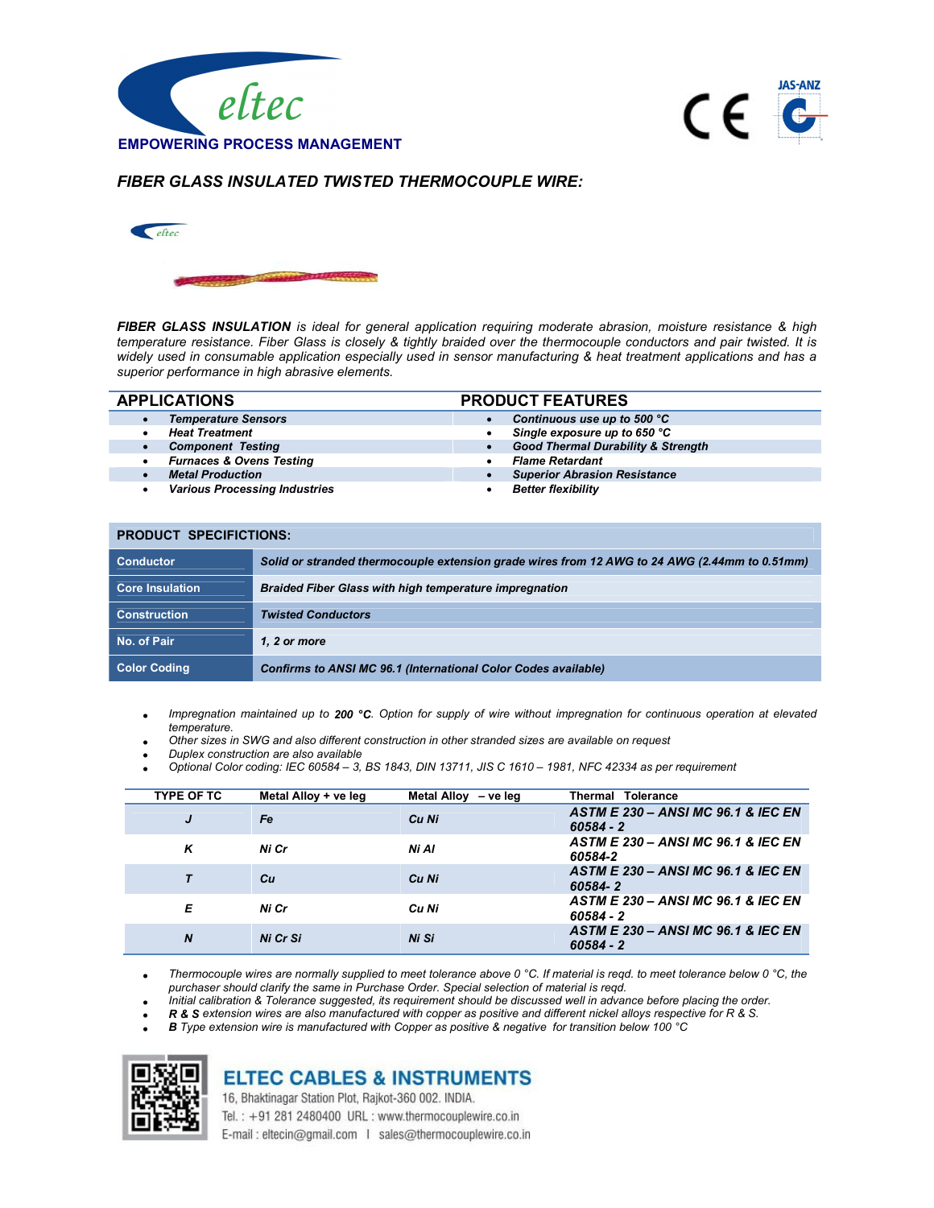eltec

**EMPOWERING PROCESS MANAGEMENT**

CE JAS-ANZ

## *FIBER GLASS INSULATED TWISTED THERMOCOUPLE WIRE:*

***FIBER GLASS INSULATION*** *is ideal for general application requiring moderate abrasion, moisture resistance & high temperature resistance. Fiber Glass is closely & tightly braided over the thermocouple conductors and pair twisted. It is widely used in consumable application especially used in sensor manufacturing & heat treatment applications and has a superior performance in high abrasive elements.*

| APPLICATIONS | PRODUCT FEATURES |
|---|---|
| • ***Temperature Sensors*** | • ***Continuous use up to 500 °C*** |
| • ***Heat Treatment*** | • ***Single exposure up to 650 °C*** |
| • ***Component Testing*** | • ***Good Thermal Durability & Strength*** |
| • ***Furnaces & Ovens Testing*** | • ***Flame Retardant*** |
| • ***Metal Production*** | • ***Superior Abrasion Resistance*** |
| • ***Various Processing Industries*** | • ***Better flexibility*** |

**PRODUCT SPECIFICTIONS:**

| | |
|---|---|
| **Conductor** | ***Solid or stranded thermocouple extension grade wires from 12 AWG to 24 AWG (2.44mm to 0.51mm)*** |
| **Core Insulation** | ***Braided Fiber Glass with high temperature impregnation*** |
| **Construction** | ***Twisted Conductors*** |
| **No. of Pair** | ***1, 2 or more*** |
| **Color Coding** | ***Confirms to ANSI MC 96.1 (International Color Codes available)*** |

- *Impregnation maintained up to* ***200 °C****. Option for supply of wire without impregnation for continuous operation at elevated temperature.*
- *Other sizes in SWG and also different construction in other stranded sizes are available on request*
- *Duplex construction are also available*
- *Optional Color coding: IEC 60584 – 3, BS 1843, DIN 13711, JIS C 1610 – 1981, NFC 42334 as per requirement*

| TYPE OF TC | Metal Alloy + ve leg | Metal Alloy – ve leg | Thermal Tolerance |
|---|---|---|---|
| ***J*** | ***Fe*** | ***Cu Ni*** | ***ASTM E 230 – ANSI MC 96.1 & IEC EN 60584 - 2*** |
| ***K*** | ***Ni Cr*** | ***Ni Al*** | ***ASTM E 230 – ANSI MC 96.1 & IEC EN 60584-2*** |
| ***T*** | ***Cu*** | ***Cu Ni*** | ***ASTM E 230 – ANSI MC 96.1 & IEC EN 60584- 2*** |
| ***E*** | ***Ni Cr*** | ***Cu Ni*** | ***ASTM E 230 – ANSI MC 96.1 & IEC EN 60584 - 2*** |
| ***N*** | ***Ni Cr Si*** | ***Ni Si*** | ***ASTM E 230 – ANSI MC 96.1 & IEC EN 60584 - 2*** |

- *Thermocouple wires are normally supplied to meet tolerance above 0 °C. If material is reqd. to meet tolerance below 0 °C, the purchaser should clarify the same in Purchase Order. Special selection of material is reqd.*
- *Initial calibration & Tolerance suggested, its requirement should be discussed well in advance before placing the order.*
- ***R & S*** *extension wires are also manufactured with copper as positive and different nickel alloys respective for R & S.*
- ***B*** *Type extension wire is manufactured with Copper as positive & negative for transition below 100 °C*

**ELTEC CABLES & INSTRUMENTS**

16, Bhaktinagar Station Plot, Rajkot-360 002. INDIA.

Tel. : +91 281 2480400 URL : www.thermocouplewire.co.in

E-mail : eltecin@gmail.com | sales@thermocouplewire.co.in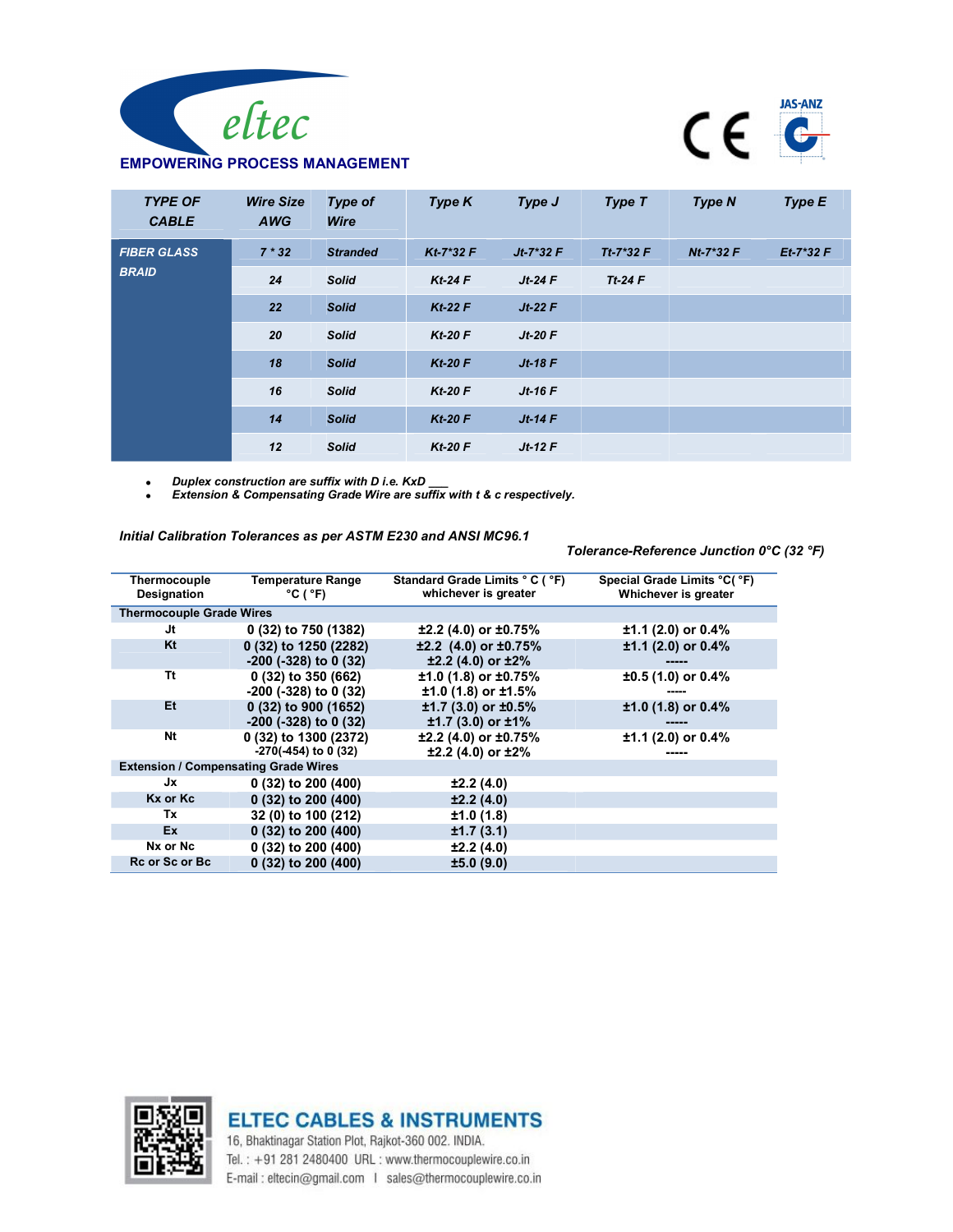eltec

EMPOWERING PROCESS MANAGEMENT

| TYPE OF CABLE | Wire Size AWG | Type of Wire | Type K | Type J | Type T | Type N | Type E |
|---|---|---|---|---|---|---|---|
| FIBER GLASS BRAID | 7 * 32 | Stranded | Kt-7*32 F | Jt-7*32 F | Tt-7*32 F | Nt-7*32 F | Et-7*32 F |
| | 24 | Solid | Kt-24 F | Jt-24 F | Tt-24 F | | |
| | 22 | Solid | Kt-22 F | Jt-22 F | | | |
| | 20 | Solid | Kt-20 F | Jt-20 F | | | |
| | 18 | Solid | Kt-20 F | Jt-18 F | | | |
| | 16 | Solid | Kt-20 F | Jt-16 F | | | |
| | 14 | Solid | Kt-20 F | Jt-14 F | | | |
| | 12 | Solid | Kt-20 F | Jt-12 F | | | |

- *Duplex construction are suffix with D i.e. KxD ___*
- *Extension & Compensating Grade Wire are suffix with t & c respectively.*

*Initial Calibration Tolerances as per ASTM E230 and ANSI MC96.1*

*Tolerance-Reference Junction 0°C (32 °F)*

| Thermocouple Designation | Temperature Range °C ( °F) | Standard Grade Limits ° C ( °F) whichever is greater | Special Grade Limits °C( °F) Whichever is greater |
|---|---|---|---|
| **Thermocouple Grade Wires** | | | |
| Jt | 0 (32) to 750 (1382) | ±2.2 (4.0) or ±0.75% | ±1.1 (2.0) or 0.4% |
| Kt | 0 (32) to 1250 (2282)<br>-200 (-328) to 0 (32) | ±2.2 (4.0) or ±0.75%<br>±2.2 (4.0) or ±2% | ±1.1 (2.0) or 0.4%<br>----- |
| Tt | 0 (32) to 350 (662)<br>-200 (-328) to 0 (32) | ±1.0 (1.8) or ±0.75%<br>±1.0 (1.8) or ±1.5% | ±0.5 (1.0) or 0.4%<br>----- |
| Et | 0 (32) to 900 (1652)<br>-200 (-328) to 0 (32) | ±1.7 (3.0) or ±0.5%<br>±1.7 (3.0) or ±1% | ±1.0 (1.8) or 0.4%<br>----- |
| Nt | 0 (32) to 1300 (2372)<br>-270(-454) to 0 (32) | ±2.2 (4.0) or ±0.75%<br>±2.2 (4.0) or ±2% | ±1.1 (2.0) or 0.4%<br>----- |
| **Extension / Compensating Grade Wires** | | | |
| Jx | 0 (32) to 200 (400) | ±2.2 (4.0) | |
| Kx or Kc | 0 (32) to 200 (400) | ±2.2 (4.0) | |
| Tx | 32 (0) to 100 (212) | ±1.0 (1.8) | |
| Ex | 0 (32) to 200 (400) | ±1.7 (3.1) | |
| Nx or Nc | 0 (32) to 200 (400) | ±2.2 (4.0) | |
| Rc or Sc or Bc | 0 (32) to 200 (400) | ±5.0 (9.0) | |

**ELTEC CABLES & INSTRUMENTS**

16, Bhaktinagar Station Plot, Rajkot-360 002. INDIA.

Tel. : +91 281 2480400 URL : www.thermocouplewire.co.in

E-mail : eltecin@gmail.com | sales@thermocouplewire.co.in